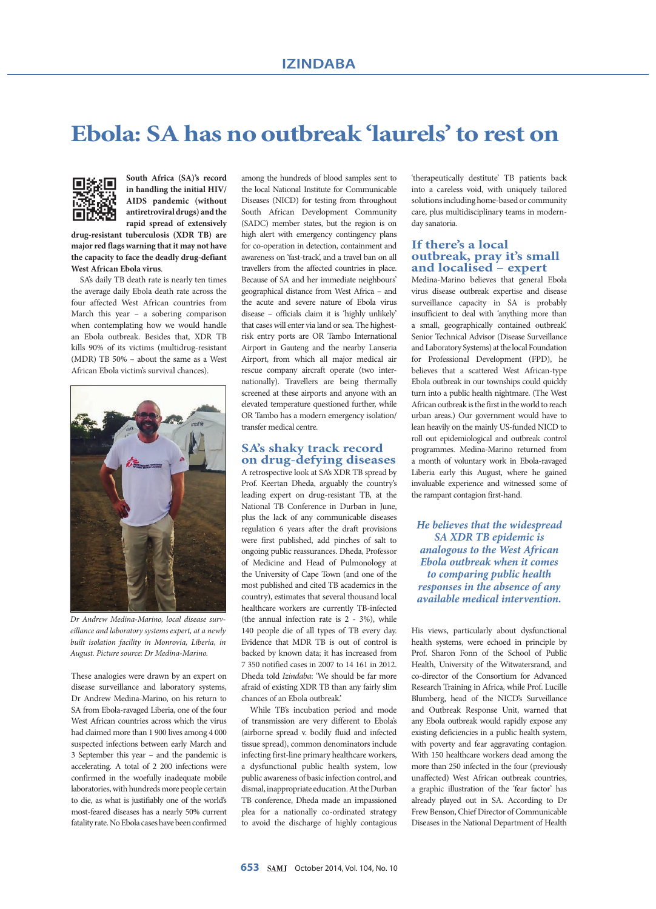# Ebola: SA has no outbreak 'laurels' to rest on

**South Africa (SA)'s record in handling the initial HIV/AIDS pandemic (without antiretroviral drugs) and the rapid spread of extensively drug-resistant tuberculosis (XDR TB) are major red flags warning that it may not have the capacity to face the deadly drug-defiant West African Ebola virus.**

SA's daily TB death rate is nearly ten times the average daily Ebola death rate across the four affected West African countries from March this year – a sobering comparison when contemplating how we would handle an Ebola outbreak. Besides that, XDR TB kills 90% of its victims (multidrug-resistant (MDR) TB 50% – about the same as a West African Ebola victim's survival chances).

*Dr Andrew Medina-Marino, local disease surveillance and laboratory systems expert, at a newly built isolation facility in Monrovia, Liberia, in August. Picture source: Dr Medina-Marino.*

These analogies were drawn by an expert on disease surveillance and laboratory systems, Dr Andrew Medina-Marino, on his return to SA from Ebola-ravaged Liberia, one of the four West African countries across which the virus had claimed more than 1 900 lives among 4 000 suspected infections between early March and 3 September this year – and the pandemic is accelerating. A total of 2 200 infections were confirmed in the woefully inadequate mobile laboratories, with hundreds more people certain to die, as what is justifiably one of the world's most-feared diseases has a nearly 50% current fatality rate. No Ebola cases have been confirmed among the hundreds of blood samples sent to the local National Institute for Communicable Diseases (NICD) for testing from throughout South African Development Community (SADC) member states, but the region is on high alert with emergency contingency plans for co-operation in detection, containment and awareness on 'fast-track', and a travel ban on all travellers from the affected countries in place. Because of SA and her immediate neighbours' geographical distance from West Africa – and the acute and severe nature of Ebola virus disease – officials claim it is 'highly unlikely' that cases will enter via land or sea. The highest-risk entry ports are OR Tambo International Airport in Gauteng and the nearby Lanseria Airport, from which all major medical air rescue company aircraft operate (two internationally). Travellers are being thermally screened at these airports and anyone with an elevated temperature questioned further, while OR Tambo has a modern emergency isolation/transfer medical centre.

## SA's shaky track record on drug-defying diseases

A retrospective look at SA's XDR TB spread by Prof. Keertan Dheda, arguably the country's leading expert on drug-resistant TB, at the National TB Conference in Durban in June, plus the lack of any communicable diseases regulation 6 years after the draft provisions were first published, add pinches of salt to ongoing public reassurances. Dheda, Professor of Medicine and Head of Pulmonology at the University of Cape Town (and one of the most published and cited TB academics in the country), estimates that several thousand local healthcare workers are currently TB-infected (the annual infection rate is 2 - 3%), while 140 people die of all types of TB every day. Evidence that MDR TB is out of control is backed by known data; it has increased from 7 350 notified cases in 2007 to 14 161 in 2012. Dheda told *Izindaba*: 'We should be far more afraid of existing XDR TB than any fairly slim chances of an Ebola outbreak.'

While TB's incubation period and mode of transmission are very different to Ebola's (airborne spread v. bodily fluid and infected tissue spread), common denominators include infecting first-line primary healthcare workers, a dysfunctional public health system, low public awareness of basic infection control, and dismal, inappropriate education. At the Durban TB conference, Dheda made an impassioned plea for a nationally co-ordinated strategy to avoid the discharge of highly contagious 'therapeutically destitute' TB patients back into a careless void, with uniquely tailored solutions including home-based or community care, plus multidisciplinary teams in modern-day sanatoria.

## If there's a local outbreak, pray it's small and localised – expert

Medina-Marino believes that general Ebola virus disease outbreak expertise and disease surveillance capacity in SA is probably insufficient to deal with 'anything more than a small, geographically contained outbreak.' Senior Technical Advisor (Disease Surveillance and Laboratory Systems) at the local Foundation for Professional Development (FPD), he believes that a scattered West African-type Ebola outbreak in our townships could quickly turn into a public health nightmare. (The West African outbreak is the first in the world to reach urban areas.) Our government would have to lean heavily on the mainly US-funded NICD to roll out epidemiological and outbreak control programmes. Medina-Marino returned from a month of voluntary work in Ebola-ravaged Liberia early this August, where he gained invaluable experience and witnessed some of the rampant contagion first-hand.

> ***He believes that the widespread SA XDR TB epidemic is analogous to the West African Ebola outbreak when it comes to comparing public health responses in the absence of any available medical intervention.***

His views, particularly about dysfunctional health systems, were echoed in principle by Prof. Sharon Fonn of the School of Public Health, University of the Witwatersrand, and co-director of the Consortium for Advanced Research Training in Africa, while Prof. Lucille Blumberg, head of the NICD's Surveillance and Outbreak Response Unit, warned that any Ebola outbreak would rapidly expose any existing deficiencies in a public health system, with poverty and fear aggravating contagion. With 150 healthcare workers dead among the more than 250 infected in the four (previously unaffected) West African outbreak countries, a graphic illustration of the 'fear factor' has already played out in SA. According to Dr Frew Benson, Chief Director of Communicable Diseases in the National Department of Health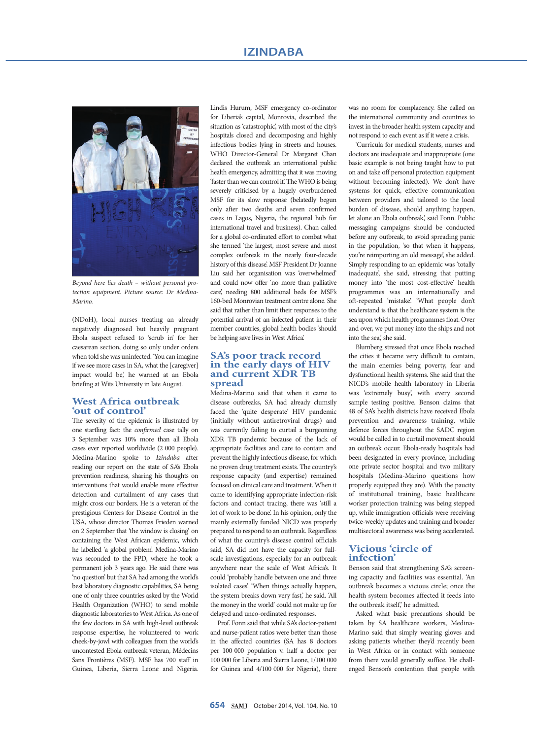*Beyond here lies death – without personal protection equipment. Picture source: Dr Medina-Marino.*

(NDoH), local nurses treating an already negatively diagnosed but heavily pregnant Ebola suspect refused to 'scrub in' for her caesarean section, doing so only under orders when told she was uninfected. 'You can imagine if we see more cases in SA, what the [caregiver] impact would be,' he warned at an Ebola briefing at Wits University in late August.

## West Africa outbreak 'out of control'

The severity of the epidemic is illustrated by one startling fact: the *confirmed* case tally on 3 September was 10% more than all Ebola cases ever reported worldwide (2 000 people). Medina-Marino spoke to *Izindaba* after reading our report on the state of SA's Ebola prevention readiness, sharing his thoughts on interventions that would enable more effective detection and curtailment of any cases that might cross our borders. He is a veteran of the prestigious Centers for Disease Control in the USA, whose director Thomas Frieden warned on 2 September that 'the window is closing' on containing the West African epidemic, which he labelled 'a global problem'. Medina-Marino was seconded to the FPD, where he took a permanent job 3 years ago. He said there was 'no question' but that SA had among the world's best laboratory diagnostic capabilities, SA being one of only three countries asked by the World Health Organization (WHO) to send mobile diagnostic laboratories to West Africa. As one of the few doctors in SA with high-level outbreak response expertise, he volunteered to work cheek-by-jowl with colleagues from the world's uncontested Ebola outbreak veteran, Médecins Sans Frontières (MSF). MSF has 700 staff in Guinea, Liberia, Sierra Leone and Nigeria. Lindis Hurum, MSF emergency co-ordinator for Liberia's capital, Monrovia, described the situation as 'catastrophic', with most of the city's hospitals closed and decomposing and highly infectious bodies lying in streets and houses. WHO Director-General Dr Margaret Chan declared the outbreak an international public health emergency, admitting that it was moving 'faster than we can control it'. The WHO is being severely criticised by a hugely overburdened MSF for its slow response (belatedly begun only after two deaths and seven confirmed cases in Lagos, Nigeria, the regional hub for international travel and business). Chan called for a global co-ordinated effort to combat what she termed 'the largest, most severe and most complex outbreak in the nearly four-decade history of this disease'. MSF President Dr Joanne Liu said her organisation was 'overwhelmed' and could now offer 'no more than palliative care', needing 800 additional beds for MSF's 160-bed Monrovian treatment centre alone. She said that rather than limit their responses to the potential arrival of an infected patient in their member countries, global health bodies 'should be helping save lives in West Africa'.

## SA's poor track record in the early days of HIV and current XDR TB spread

Medina-Marino said that when it came to disease outbreaks, SA had already clumsily faced the 'quite desperate' HIV pandemic (initially without antiretroviral drugs) and was currently failing to curtail a burgeoning XDR TB pandemic because of the lack of appropriate facilities and care to contain and prevent the highly infectious disease, for which no proven drug treatment exists. The country's response capacity (and expertise) remained focused on clinical care and treatment. When it came to identifying appropriate infection-risk factors and contact tracing, there was 'still a lot of work to be done'. In his opinion, only the mainly externally funded NICD was properly prepared to respond to an outbreak. Regardless of what the country's disease control officials said, SA did not have the capacity for full-scale investigations, especially for an outbreak anywhere near the scale of West Africa's. It could 'probably handle between one and three isolated cases'. 'When things actually happen, the system breaks down very fast,' he said. 'All the money in the world' could not make up for delayed and unco-ordinated responses.

Prof. Fonn said that while SA's doctor-patient and nurse-patient ratios were better than those in the affected countries (SA has 8 doctors per 100 000 population v. half a doctor per 100 000 for Liberia and Sierra Leone, 1/100 000 for Guinea and 4/100 000 for Nigeria), there was no room for complacency. She called on the international community and countries to invest in the broader health system capacity and not respond to each event as if it were a crisis.

'Curricula for medical students, nurses and doctors are inadequate and inappropriate (one basic example is not being taught how to put on and take off personal protection equipment without becoming infected). We don't have systems for quick, effective communication between providers and tailored to the local burden of disease, should anything happen, let alone an Ebola outbreak,' said Fonn. Public messaging campaigns should be conducted before any outbreak, to avoid spreading panic in the population, 'so that when it happens, you're reimporting an old message', she added. Simply responding to an epidemic was 'totally inadequate', she said, stressing that putting money into 'the most cost-effective' health programmes was an internationally and oft-repeated 'mistake'. 'What people don't understand is that the healthcare system is the sea upon which health programmes float. Over and over, we put money into the ships and not into the sea,' she said.

Blumberg stressed that once Ebola reached the cities it became very difficult to contain, the main enemies being poverty, fear and dysfunctional health systems. She said that the NICD's mobile health laboratory in Liberia was 'extremely busy', with every second sample testing positive. Benson claims that 48 of SA's health districts have received Ebola prevention and awareness training, while defence forces throughout the SADC region would be called in to curtail movement should an outbreak occur. Ebola-ready hospitals had been designated in every province, including one private sector hospital and two military hospitals (Medina-Marino questions how properly equipped they are). With the paucity of institutional training, basic healthcare worker protection training was being stepped up, while immigration officials were receiving twice-weekly updates and training and broader multisectoral awareness was being accelerated.

## Vicious 'circle of infection'

Benson said that strengthening SA's screening capacity and facilities was essential. 'An outbreak becomes a vicious circle; once the health system becomes affected it feeds into the outbreak itself,' he admitted.

Asked what basic precautions should be taken by SA healthcare workers, Medina-Marino said that simply wearing gloves and asking patients whether they'd recently been in West Africa or in contact with someone from there would generally suffice. He challenged Benson's contention that people with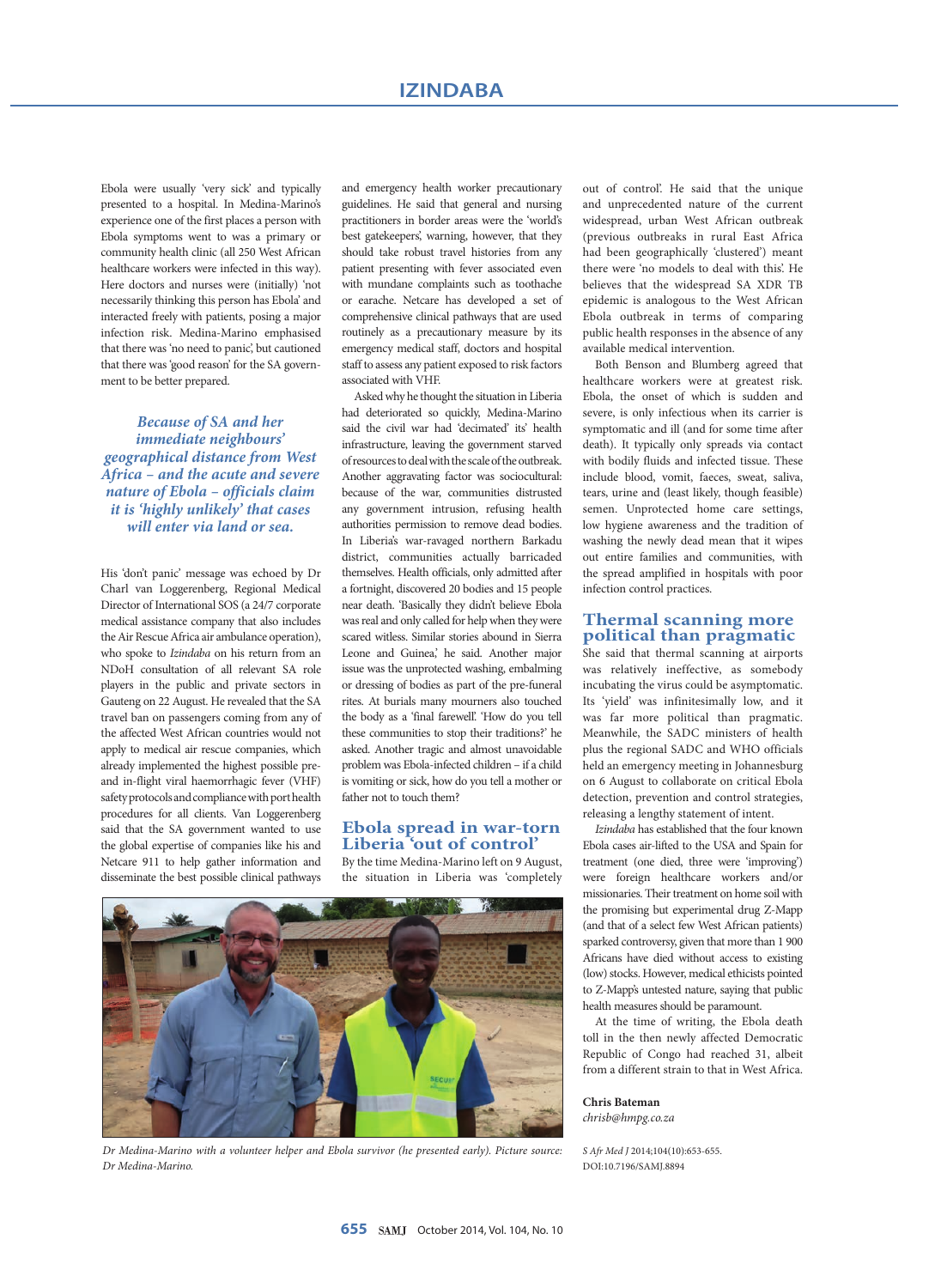Ebola were usually 'very sick' and typically presented to a hospital. In Medina-Marino's experience one of the first places a person with Ebola symptoms went to was a primary or community health clinic (all 250 West African healthcare workers were infected in this way). Here doctors and nurses were (initially) 'not necessarily thinking this person has Ebola' and interacted freely with patients, posing a major infection risk. Medina-Marino emphasised that there was 'no need to panic', but cautioned that there was 'good reason' for the SA government to be better prepared.

> *Because of SA and her immediate neighbours' geographical distance from West Africa – and the acute and severe nature of Ebola – officials claim it is 'highly unlikely' that cases will enter via land or sea.*

His 'don't panic' message was echoed by Dr Charl van Loggerenberg, Regional Medical Director of International SOS (a 24/7 corporate medical assistance company that also includes the Air Rescue Africa air ambulance operation), who spoke to *Izindaba* on his return from an NDoH consultation of all relevant SA role players in the public and private sectors in Gauteng on 22 August. He revealed that the SA travel ban on passengers coming from any of the affected West African countries would not apply to medical air rescue companies, which already implemented the highest possible pre- and in-flight viral haemorrhagic fever (VHF) safety protocols and compliance with port health procedures for all clients. Van Loggerenberg said that the SA government wanted to use the global expertise of companies like his and Netcare 911 to help gather information and disseminate the best possible clinical pathways and emergency health worker precautionary guidelines. He said that general and nursing practitioners in border areas were the 'world's best gatekeepers', warning, however, that they should take robust travel histories from any patient presenting with fever associated even with mundane complaints such as toothache or earache. Netcare has developed a set of comprehensive clinical pathways that are used routinely as a precautionary measure by its emergency medical staff, doctors and hospital staff to assess any patient exposed to risk factors associated with VHF.

Asked why he thought the situation in Liberia had deteriorated so quickly, Medina-Marino said the civil war had 'decimated' its' health infrastructure, leaving the government starved of resources to deal with the scale of the outbreak. Another aggravating factor was sociocultural: because of the war, communities distrusted any government intrusion, refusing health authorities permission to remove dead bodies. In Liberia's war-ravaged northern Barkadu district, communities actually barricaded themselves. Health officials, only admitted after a fortnight, discovered 20 bodies and 15 people near death. 'Basically they didn't believe Ebola was real and only called for help when they were scared witless. Similar stories abound in Sierra Leone and Guinea,' he said. Another major issue was the unprotected washing, embalming or dressing of bodies as part of the pre-funeral rites. At burials many mourners also touched the body as a 'final farewell'. 'How do you tell these communities to stop their traditions?' he asked. Another tragic and almost unavoidable problem was Ebola-infected children – if a child is vomiting or sick, how do you tell a mother or father not to touch them?

## Ebola spread in war-torn Liberia 'out of control'

By the time Medina-Marino left on 9 August, the situation in Liberia was 'completely out of control'. He said that the unique and unprecedented nature of the current widespread, urban West African outbreak (previous outbreaks in rural East Africa had been geographically 'clustered') meant there were 'no models to deal with this'. He believes that the widespread SA XDR TB epidemic is analogous to the West African Ebola outbreak in terms of comparing public health responses in the absence of any available medical intervention.

Both Benson and Blumberg agreed that healthcare workers were at greatest risk. Ebola, the onset of which is sudden and severe, is only infectious when its carrier is symptomatic and ill (and for some time after death). It typically only spreads via contact with bodily fluids and infected tissue. These include blood, vomit, faeces, sweat, saliva, tears, urine and (least likely, though feasible) semen. Unprotected home care settings, low hygiene awareness and the tradition of washing the newly dead mean that it wipes out entire families and communities, with the spread amplified in hospitals with poor infection control practices.

## Thermal scanning more political than pragmatic

She said that thermal scanning at airports was relatively ineffective, as somebody incubating the virus could be asymptomatic. Its 'yield' was infinitesimally low, and it was far more political than pragmatic. Meanwhile, the SADC ministers of health plus the regional SADC and WHO officials held an emergency meeting in Johannesburg on 6 August to collaborate on critical Ebola detection, prevention and control strategies, releasing a lengthy statement of intent.

*Izindaba* has established that the four known Ebola cases air-lifted to the USA and Spain for treatment (one died, three were 'improving') were foreign healthcare workers and/or missionaries. Their treatment on home soil with the promising but experimental drug Z-Mapp (and that of a select few West African patients) sparked controversy, given that more than 1 900 Africans have died without access to existing (low) stocks. However, medical ethicists pointed to Z-Mapp's untested nature, saying that public health measures should be paramount.

At the time of writing, the Ebola death toll in the then newly affected Democratic Republic of Congo had reached 31, albeit from a different strain to that in West Africa.

*Dr Medina-Marino with a volunteer helper and Ebola survivor (he presented early). Picture source: Dr Medina-Marino.*

**Chris Bateman**
*chrisb@hmpg.co.za*

*S Afr Med J* 2014;104(10):653-655. DOI:10.7196/SAMJ.8894